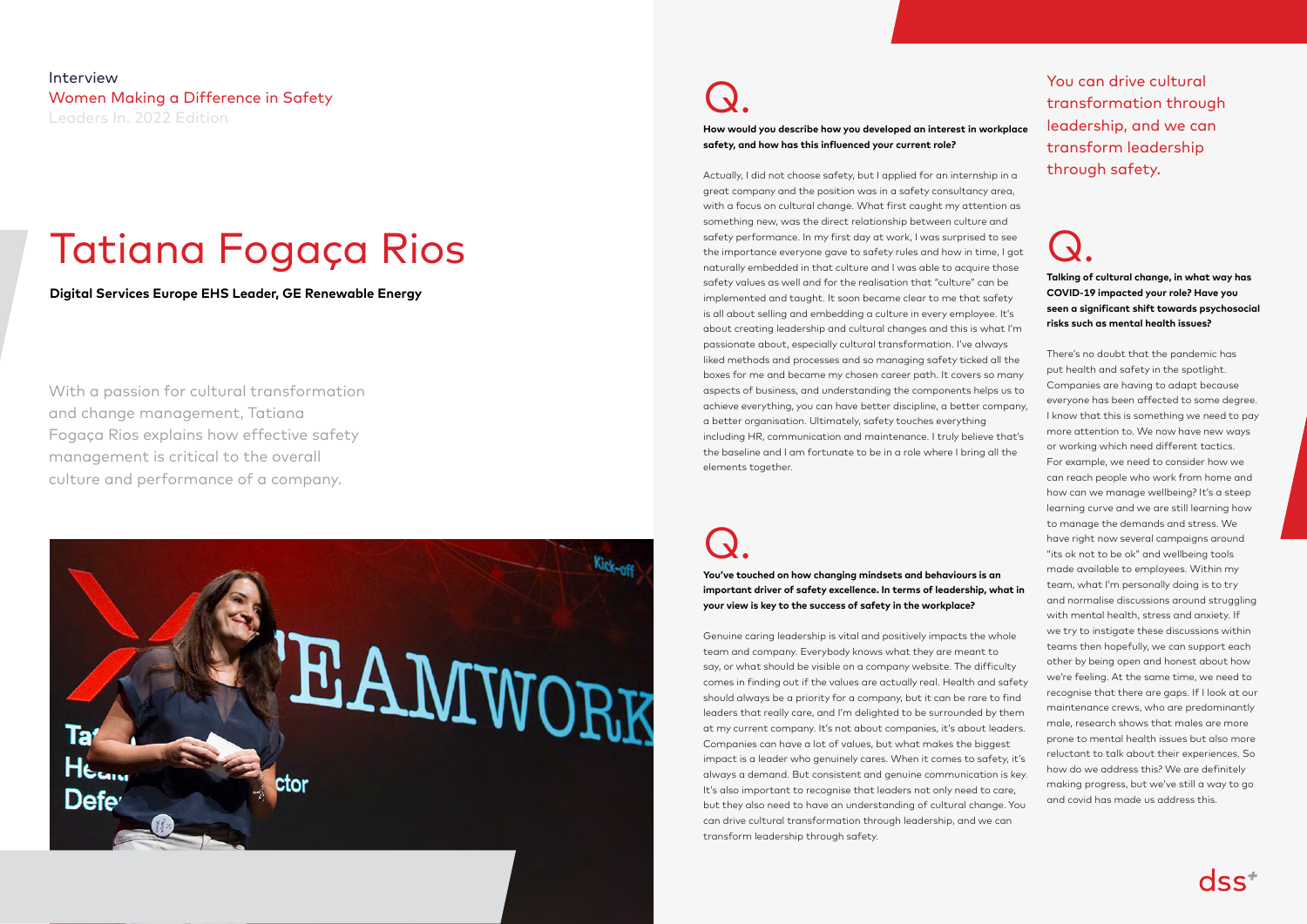Interview

Women Making a Difference in Safety

Leaders In. 2022 Edition

# Tatiana Fogaça Rios

**Digital Services Europe EHS Leader, GE Renewable Energy**

With a passion for cultural transformation and change management, Tatiana Fogaça Rios explains how effective safety management is critical to the overall culture and performance of a company.

## Q.

**How would you describe how you developed an interest in workplace safety, and how has this influenced your current role?**

Actually, I did not choose safety, but I applied for an internship in a great company and the position was in a safety consultancy area, with a focus on cultural change. What first caught my attention as something new, was the direct relationship between culture and safety performance. In my first day at work, I was surprised to see the importance everyone gave to safety rules and how in time, I got naturally embedded in that culture and I was able to acquire those safety values as well and for the realisation that "culture" can be implemented and taught. It soon became clear to me that safety is all about selling and embedding a culture in every employee. It's about creating leadership and cultural changes and this is what I'm passionate about, especially cultural transformation. I've always liked methods and processes and so managing safety ticked all the boxes for me and became my chosen career path. It covers so many aspects of business, and understanding the components helps us to achieve everything, you can have better discipline, a better company, a better organisation. Ultimately, safety touches everything including HR, communication and maintenance. I truly believe that's the baseline and I am fortunate to be in a role where I bring all the elements together.

## Q.

**You've touched on how changing mindsets and behaviours is an important driver of safety excellence. In terms of leadership, what in your view is key to the success of safety in the workplace?**

Genuine caring leadership is vital and positively impacts the whole team and company. Everybody knows what they are meant to say, or what should be visible on a company website. The difficulty comes in finding out if the values are actually real. Health and safety should always be a priority for a company, but it can be rare to find leaders that really care, and I'm delighted to be surrounded by them at my current company. It's not about companies, it's about leaders. Companies can have a lot of values, but what makes the biggest impact is a leader who genuinely cares. When it comes to safety, it's always a demand. But consistent and genuine communication is key. It's also important to recognise that leaders not only need to care, but they also need to have an understanding of cultural change. You can drive cultural transformation through leadership, and we can transform leadership through safety.

> You can drive cultural transformation through leadership, and we can transform leadership through safety.

## Q.

**Talking of cultural change, in what way has COVID-19 impacted your role? Have you seen a significant shift towards psychosocial risks such as mental health issues?**

There's no doubt that the pandemic has put health and safety in the spotlight. Companies are having to adapt because everyone has been affected to some degree. I know that this is something we need to pay more attention to. We now have new ways or working which need different tactics. For example, we need to consider how we can reach people who work from home and how can we manage wellbeing? It's a steep learning curve and we are still learning how to manage the demands and stress. We have right now several campaigns around "its ok not to be ok" and wellbeing tools made available to employees. Within my team, what I'm personally doing is to try and normalise discussions around struggling with mental health, stress and anxiety. If we try to instigate these discussions within teams then hopefully, we can support each other by being open and honest about how we're feeling. At the same time, we need to recognise that there are gaps. If I look at our maintenance crews, who are predominantly male, research shows that males are more prone to mental health issues but also more reluctant to talk about their experiences. So how do we address this? We are definitely making progress, but we've still a way to go and covid has made us address this.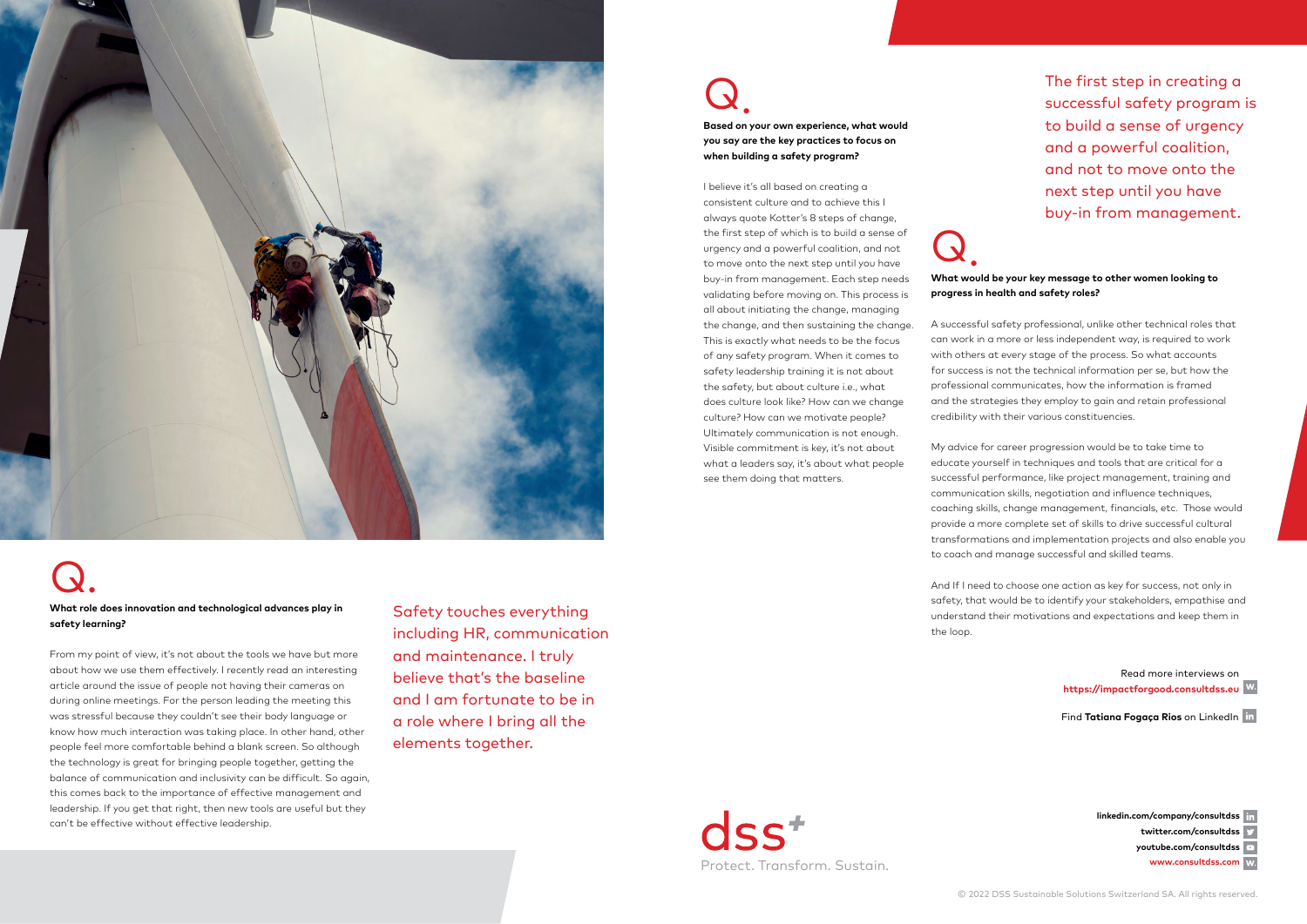## Q.

**What role does innovation and technological advances play in safety learning?**

From my point of view, it's not about the tools we have but more about how we use them effectively. I recently read an interesting article around the issue of people not having their cameras on during online meetings. For the person leading the meeting this was stressful because they couldn't see their body language or know how much interaction was taking place. In other hand, other people feel more comfortable behind a blank screen. So although the technology is great for bringing people together, getting the balance of communication and inclusivity can be difficult. So again, this comes back to the importance of effective management and leadership. If you get that right, then new tools are useful but they can't be effective without effective leadership.

Safety touches everything including HR, communication and maintenance. I truly believe that's the baseline and I am fortunate to be in a role where I bring all the elements together.

## Q.

**Based on your own experience, what would you say are the key practices to focus on when building a safety program?**

I believe it's all based on creating a consistent culture and to achieve this I always quote Kotter's 8 steps of change, the first step of which is to build a sense of urgency and a powerful coalition, and not to move onto the next step until you have buy-in from management. Each step needs validating before moving on. This process is all about initiating the change, managing the change, and then sustaining the change. This is exactly what needs to be the focus of any safety program. When it comes to safety leadership training it is not about the safety, but about culture i.e., what does culture look like? How can we change culture? How can we motivate people? Ultimately communication is not enough. Visible commitment is key, it's not about what a leaders say, it's about what people see them doing that matters.

The first step in creating a successful safety program is to build a sense of urgency and a powerful coalition, and not to move onto the next step until you have buy-in from management.

## Q.

**What would be your key message to other women looking to progress in health and safety roles?**

A successful safety professional, unlike other technical roles that can work in a more or less independent way, is required to work with others at every stage of the process. So what accounts for success is not the technical information per se, but how the professional communicates, how the information is framed and the strategies they employ to gain and retain professional credibility with their various constituencies.

My advice for career progression would be to take time to educate yourself in techniques and tools that are critical for a successful performance, like project management, training and communication skills, negotiation and influence techniques, coaching skills, change management, financials, etc. Those would provide a more complete set of skills to drive successful cultural transformations and implementation projects and also enable you to coach and manage successful and skilled teams.

And If I need to choose one action as key for success, not only in safety, that would be to identify your stakeholders, empathise and understand their motivations and expectations and keep them in the loop.

Read more interviews on **https://impactforgood.consultdss.eu**

Find **Tatiana Fogaça Rios** on LinkedIn

dss+
Protect. Transform. Sustain.

**linkedin.com/company/consultdss**
**twitter.com/consultdss**
**youtube.com/consultdss**
**www.consultdss.com**

© 2022 DSS Sustainable Solutions Switzerland SA. All rights reserved.